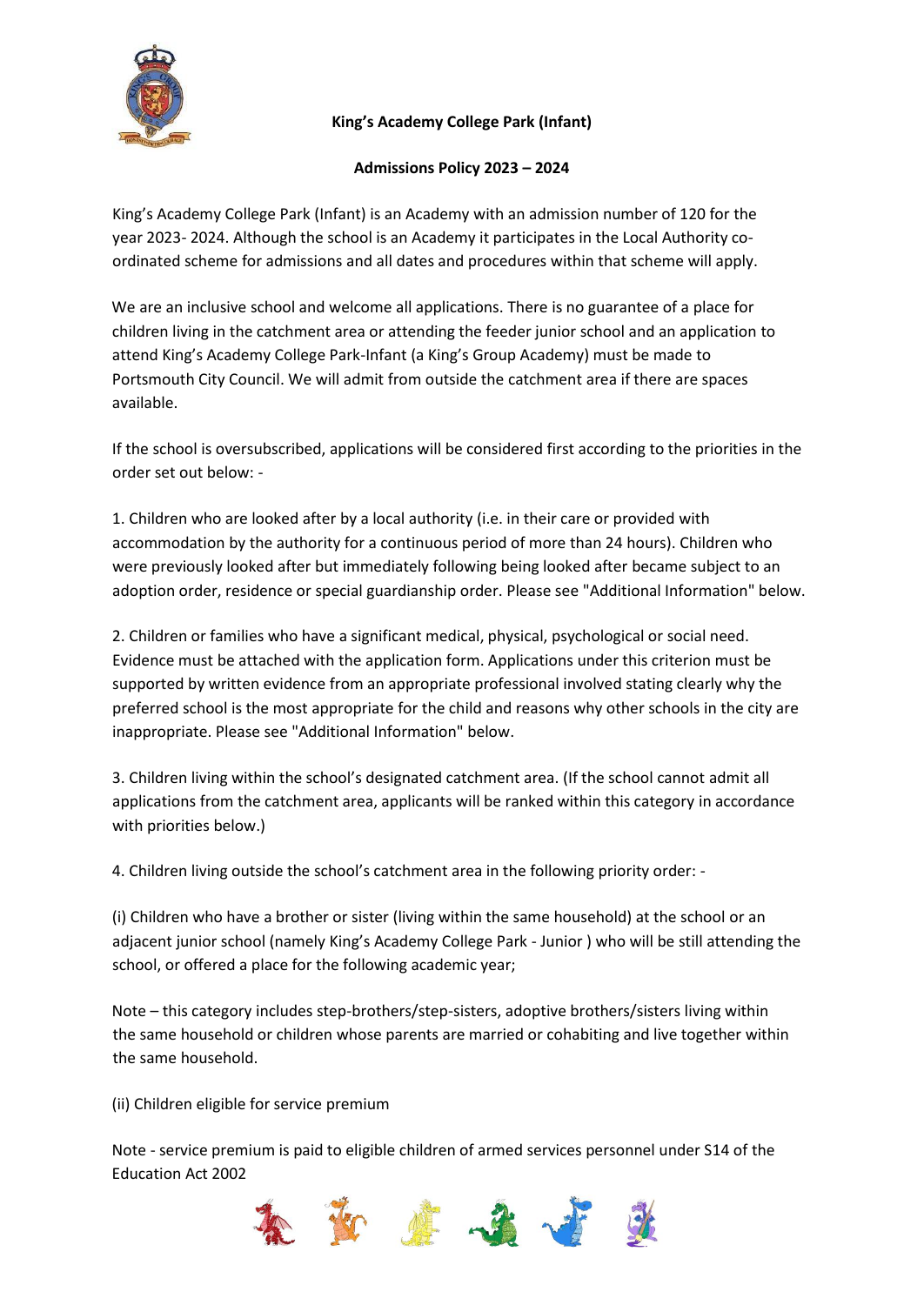**King's Academy College Park (Infant)**

**Admissions Policy 2023 – 2024**

King's Academy College Park (Infant) is an Academy with an admission number of 120 for the year 2023- 2024. Although the school is an Academy it participates in the Local Authority co-ordinated scheme for admissions and all dates and procedures within that scheme will apply.

We are an inclusive school and welcome all applications. There is no guarantee of a place for children living in the catchment area or attending the feeder junior school and an application to attend King's Academy College Park-Infant (a King's Group Academy) must be made to Portsmouth City Council. We will admit from outside the catchment area if there are spaces available.

If the school is oversubscribed, applications will be considered first according to the priorities in the order set out below: -

1. Children who are looked after by a local authority (i.e. in their care or provided with accommodation by the authority for a continuous period of more than 24 hours). Children who were previously looked after but immediately following being looked after became subject to an adoption order, residence or special guardianship order. Please see "Additional Information" below.

2. Children or families who have a significant medical, physical, psychological or social need. Evidence must be attached with the application form. Applications under this criterion must be supported by written evidence from an appropriate professional involved stating clearly why the preferred school is the most appropriate for the child and reasons why other schools in the city are inappropriate. Please see "Additional Information" below.

3. Children living within the school's designated catchment area. (If the school cannot admit all applications from the catchment area, applicants will be ranked within this category in accordance with priorities below.)

4. Children living outside the school's catchment area in the following priority order: -

(i) Children who have a brother or sister (living within the same household) at the school or an adjacent junior school (namely King's Academy College Park - Junior ) who will be still attending the school, or offered a place for the following academic year;

Note – this category includes step-brothers/step-sisters, adoptive brothers/sisters living within the same household or children whose parents are married or cohabiting and live together within the same household.

(ii) Children eligible for service premium

Note - service premium is paid to eligible children of armed services personnel under S14 of the Education Act 2002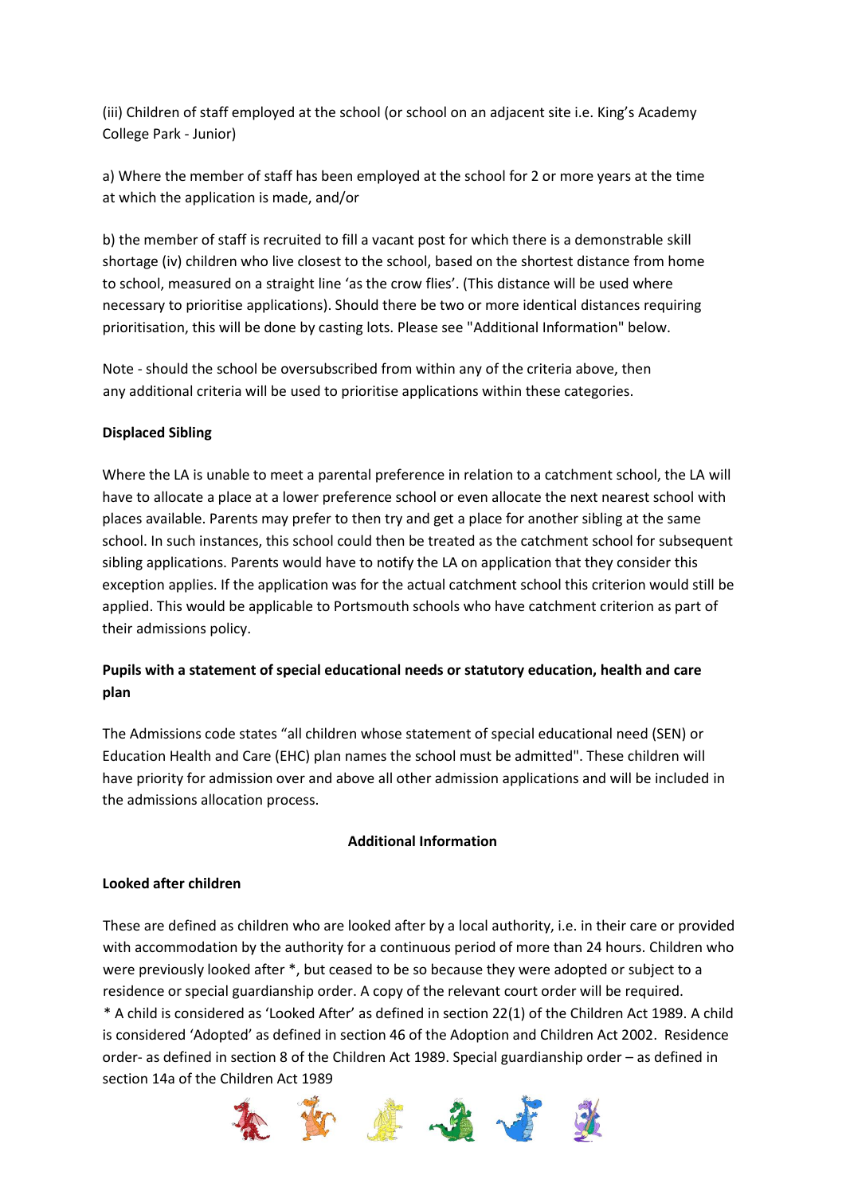(iii) Children of staff employed at the school (or school on an adjacent site i.e. King's Academy College Park - Junior)

a) Where the member of staff has been employed at the school for 2 or more years at the time at which the application is made, and/or

b) the member of staff is recruited to fill a vacant post for which there is a demonstrable skill shortage (iv) children who live closest to the school, based on the shortest distance from home to school, measured on a straight line 'as the crow flies'. (This distance will be used where necessary to prioritise applications). Should there be two or more identical distances requiring prioritisation, this will be done by casting lots. Please see "Additional Information" below.

Note - should the school be oversubscribed from within any of the criteria above, then any additional criteria will be used to prioritise applications within these categories.

**Displaced Sibling**

Where the LA is unable to meet a parental preference in relation to a catchment school, the LA will have to allocate a place at a lower preference school or even allocate the next nearest school with places available. Parents may prefer to then try and get a place for another sibling at the same school. In such instances, this school could then be treated as the catchment school for subsequent sibling applications. Parents would have to notify the LA on application that they consider this exception applies. If the application was for the actual catchment school this criterion would still be applied. This would be applicable to Portsmouth schools who have catchment criterion as part of their admissions policy.

**Pupils with a statement of special educational needs or statutory education, health and care plan**

The Admissions code states "all children whose statement of special educational need (SEN) or Education Health and Care (EHC) plan names the school must be admitted". These children will have priority for admission over and above all other admission applications and will be included in the admissions allocation process.

**Additional Information**

**Looked after children**

These are defined as children who are looked after by a local authority, i.e. in their care or provided with accommodation by the authority for a continuous period of more than 24 hours. Children who were previously looked after *, but ceased to be so because they were adopted or subject to a residence or special guardianship order. A copy of the relevant court order will be required.
* A child is considered as 'Looked After' as defined in section 22(1) of the Children Act 1989. A child is considered 'Adopted' as defined in section 46 of the Adoption and Children Act 2002. Residence order- as defined in section 8 of the Children Act 1989. Special guardianship order – as defined in section 14a of the Children Act 1989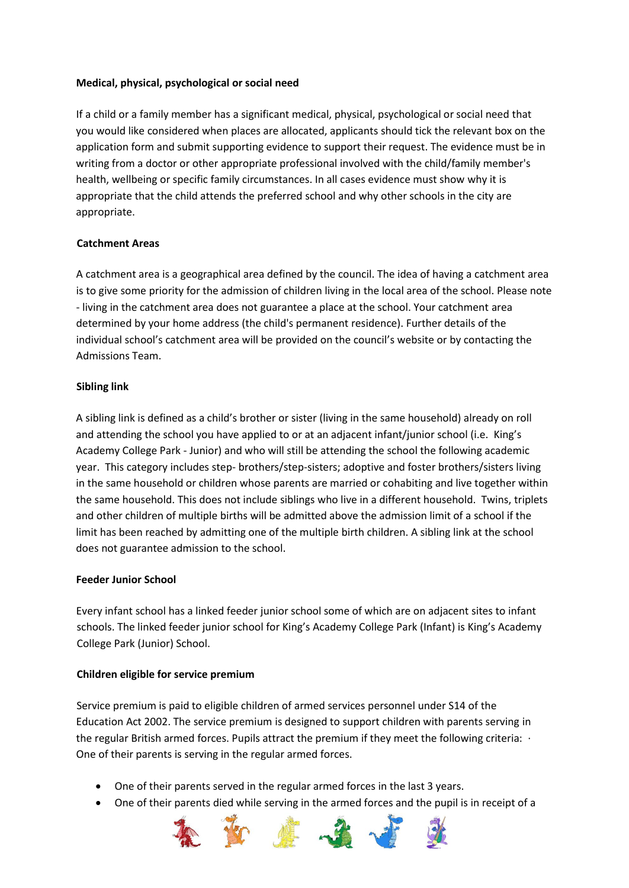**Medical, physical, psychological or social need**

If a child or a family member has a significant medical, physical, psychological or social need that you would like considered when places are allocated, applicants should tick the relevant box on the application form and submit supporting evidence to support their request. The evidence must be in writing from a doctor or other appropriate professional involved with the child/family member's health, wellbeing or specific family circumstances. In all cases evidence must show why it is appropriate that the child attends the preferred school and why other schools in the city are appropriate.

**Catchment Areas**

A catchment area is a geographical area defined by the council. The idea of having a catchment area is to give some priority for the admission of children living in the local area of the school. Please note - living in the catchment area does not guarantee a place at the school. Your catchment area determined by your home address (the child's permanent residence). Further details of the individual school's catchment area will be provided on the council's website or by contacting the Admissions Team.

**Sibling link**

A sibling link is defined as a child's brother or sister (living in the same household) already on roll and attending the school you have applied to or at an adjacent infant/junior school (i.e. King's Academy College Park - Junior) and who will still be attending the school the following academic year. This category includes step- brothers/step-sisters; adoptive and foster brothers/sisters living in the same household or children whose parents are married or cohabiting and live together within the same household. This does not include siblings who live in a different household. Twins, triplets and other children of multiple births will be admitted above the admission limit of a school if the limit has been reached by admitting one of the multiple birth children. A sibling link at the school does not guarantee admission to the school.

**Feeder Junior School**

Every infant school has a linked feeder junior school some of which are on adjacent sites to infant schools. The linked feeder junior school for King's Academy College Park (Infant) is King's Academy College Park (Junior) School.

**Children eligible for service premium**

Service premium is paid to eligible children of armed services personnel under S14 of the Education Act 2002. The service premium is designed to support children with parents serving in the regular British armed forces. Pupils attract the premium if they meet the following criteria: · One of their parents is serving in the regular armed forces.

- One of their parents served in the regular armed forces in the last 3 years.
- One of their parents died while serving in the armed forces and the pupil is in receipt of a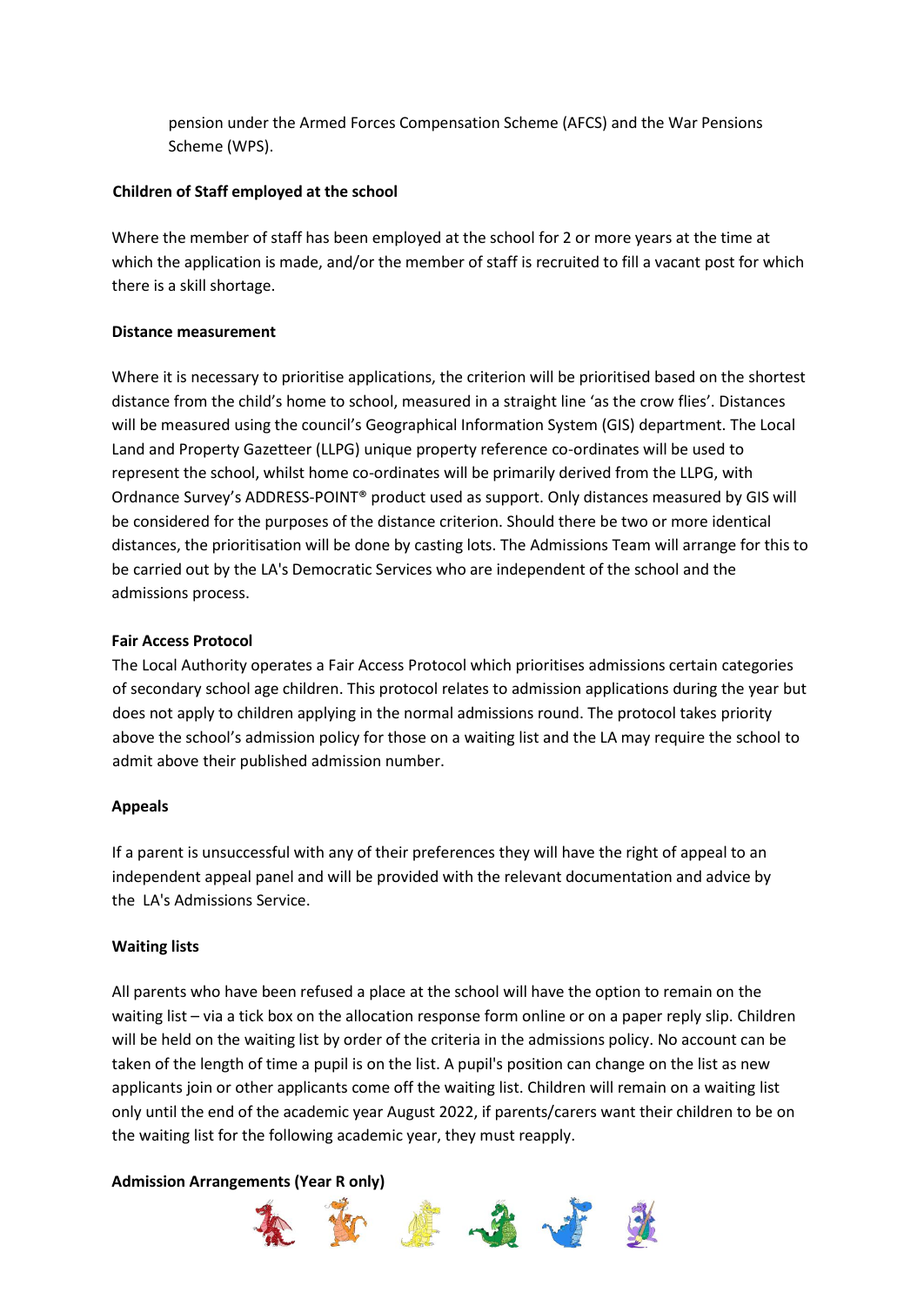pension under the Armed Forces Compensation Scheme (AFCS) and the War Pensions Scheme (WPS).

**Children of Staff employed at the school**

Where the member of staff has been employed at the school for 2 or more years at the time at which the application is made, and/or the member of staff is recruited to fill a vacant post for which there is a skill shortage.

**Distance measurement**

Where it is necessary to prioritise applications, the criterion will be prioritised based on the shortest distance from the child's home to school, measured in a straight line 'as the crow flies'. Distances will be measured using the council's Geographical Information System (GIS) department. The Local Land and Property Gazetteer (LLPG) unique property reference co-ordinates will be used to represent the school, whilst home co-ordinates will be primarily derived from the LLPG, with Ordnance Survey's ADDRESS-POINT® product used as support. Only distances measured by GIS will be considered for the purposes of the distance criterion. Should there be two or more identical distances, the prioritisation will be done by casting lots. The Admissions Team will arrange for this to be carried out by the LA's Democratic Services who are independent of the school and the admissions process.

**Fair Access Protocol**

The Local Authority operates a Fair Access Protocol which prioritises admissions certain categories of secondary school age children. This protocol relates to admission applications during the year but does not apply to children applying in the normal admissions round. The protocol takes priority above the school's admission policy for those on a waiting list and the LA may require the school to admit above their published admission number.

**Appeals**

If a parent is unsuccessful with any of their preferences they will have the right of appeal to an independent appeal panel and will be provided with the relevant documentation and advice by the LA's Admissions Service.

**Waiting lists**

All parents who have been refused a place at the school will have the option to remain on the waiting list – via a tick box on the allocation response form online or on a paper reply slip. Children will be held on the waiting list by order of the criteria in the admissions policy. No account can be taken of the length of time a pupil is on the list. A pupil's position can change on the list as new applicants join or other applicants come off the waiting list. Children will remain on a waiting list only until the end of the academic year August 2022, if parents/carers want their children to be on the waiting list for the following academic year, they must reapply.

**Admission Arrangements (Year R only)**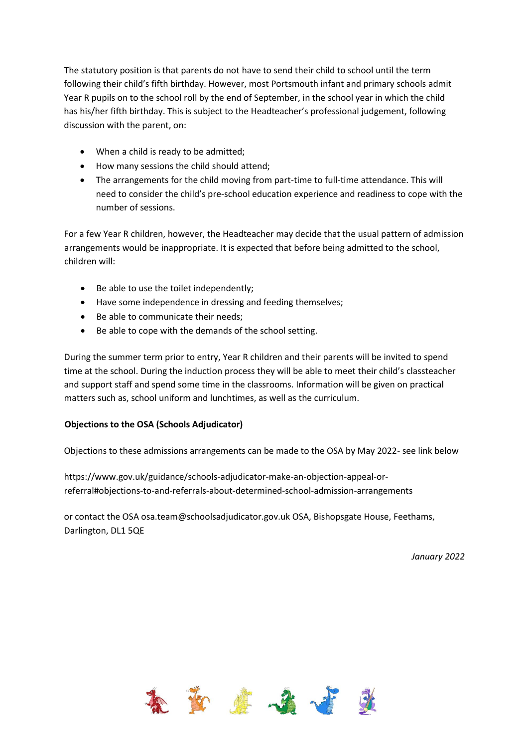The statutory position is that parents do not have to send their child to school until the term following their child's fifth birthday. However, most Portsmouth infant and primary schools admit Year R pupils on to the school roll by the end of September, in the school year in which the child has his/her fifth birthday. This is subject to the Headteacher's professional judgement, following discussion with the parent, on:

- When a child is ready to be admitted;
- How many sessions the child should attend;
- The arrangements for the child moving from part-time to full-time attendance. This will need to consider the child's pre-school education experience and readiness to cope with the number of sessions.

For a few Year R children, however, the Headteacher may decide that the usual pattern of admission arrangements would be inappropriate. It is expected that before being admitted to the school, children will:

- Be able to use the toilet independently;
- Have some independence in dressing and feeding themselves;
- Be able to communicate their needs;
- Be able to cope with the demands of the school setting.

During the summer term prior to entry, Year R children and their parents will be invited to spend time at the school. During the induction process they will be able to meet their child's classteacher and support staff and spend some time in the classrooms. Information will be given on practical matters such as, school uniform and lunchtimes, as well as the curriculum.

**Objections to the OSA (Schools Adjudicator)**

Objections to these admissions arrangements can be made to the OSA by May 2022- see link below

https://www.gov.uk/guidance/schools-adjudicator-make-an-objection-appeal-or-referral#objections-to-and-referrals-about-determined-school-admission-arrangements

or contact the OSA osa.team@schoolsadjudicator.gov.uk OSA, Bishopsgate House, Feethams, Darlington, DL1 5QE

*January 2022*